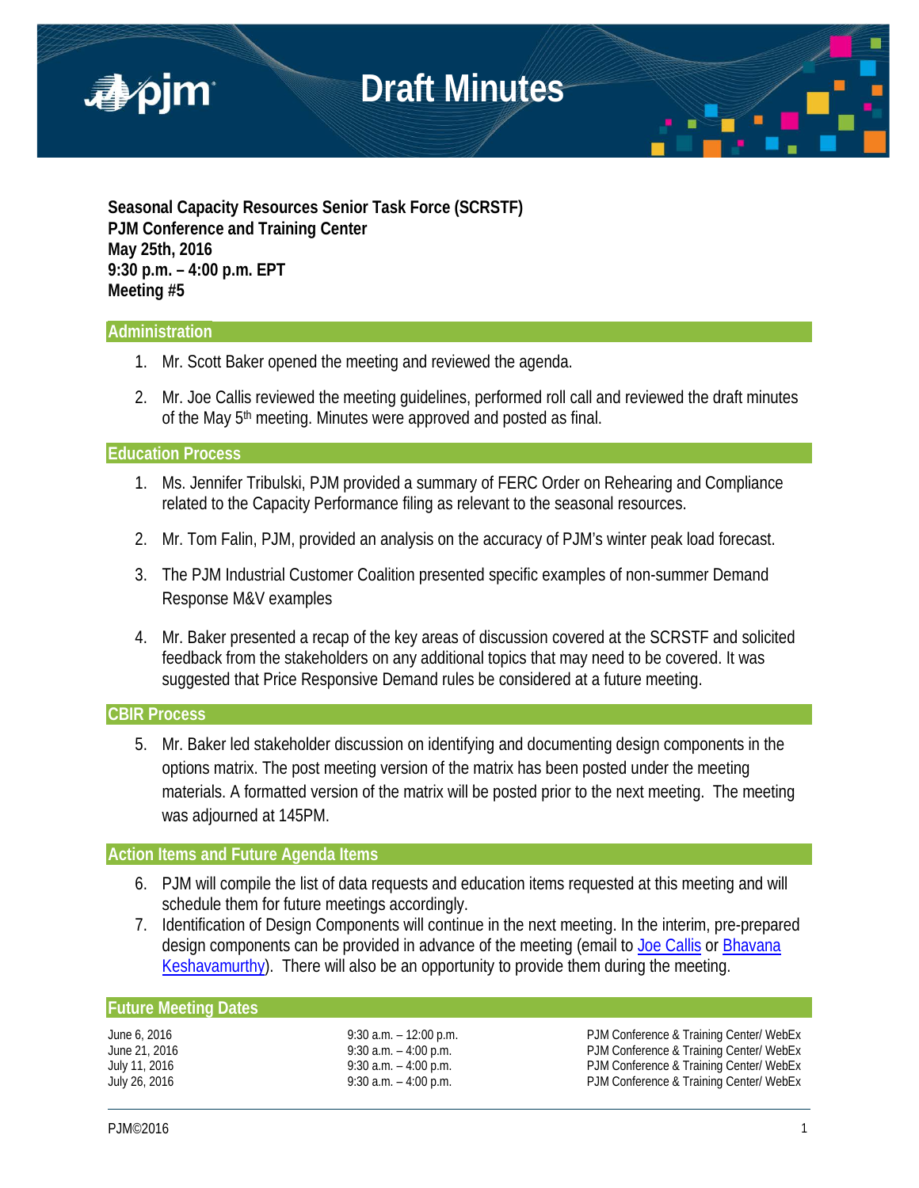# Draft Minutes

**Seasonal Capacity Resources Senior Task Force (SCRSTF)**
**PJM Conference and Training Center**
**May 25th, 2016**
**9:30 p.m. – 4:00 p.m. EPT**
**Meeting #5**

## Administration

1. Mr. Scott Baker opened the meeting and reviewed the agenda.

2. Mr. Joe Callis reviewed the meeting guidelines, performed roll call and reviewed the draft minutes of the May 5th meeting. Minutes were approved and posted as final.

## Education Process

1. Ms. Jennifer Tribulski, PJM provided a summary of FERC Order on Rehearing and Compliance related to the Capacity Performance filing as relevant to the seasonal resources.

2. Mr. Tom Falin, PJM, provided an analysis on the accuracy of PJM's winter peak load forecast.

3. The PJM Industrial Customer Coalition presented specific examples of non-summer Demand Response M&V examples

4. Mr. Baker presented a recap of the key areas of discussion covered at the SCRSTF and solicited feedback from the stakeholders on any additional topics that may need to be covered. It was suggested that Price Responsive Demand rules be considered at a future meeting.

## CBIR Process

5. Mr. Baker led stakeholder discussion on identifying and documenting design components in the options matrix. The post meeting version of the matrix has been posted under the meeting materials. A formatted version of the matrix will be posted prior to the next meeting. The meeting was adjourned at 145PM.

## Action Items and Future Agenda Items

6. PJM will compile the list of data requests and education items requested at this meeting and will schedule them for future meetings accordingly.
7. Identification of Design Components will continue in the next meeting. In the interim, pre-prepared design components can be provided in advance of the meeting (email to Joe Callis or Bhavana Keshavamurthy). There will also be an opportunity to provide them during the meeting.

## Future Meeting Dates

| | | |
|---|---|---|
| June 6, 2016 | 9:30 a.m. – 12:00 p.m. | PJM Conference & Training Center/ WebEx |
| June 21, 2016 | 9:30 a.m. – 4:00 p.m. | PJM Conference & Training Center/ WebEx |
| July 11, 2016 | 9:30 a.m. – 4:00 p.m. | PJM Conference & Training Center/ WebEx |
| July 26, 2016 | 9:30 a.m. – 4:00 p.m. | PJM Conference & Training Center/ WebEx |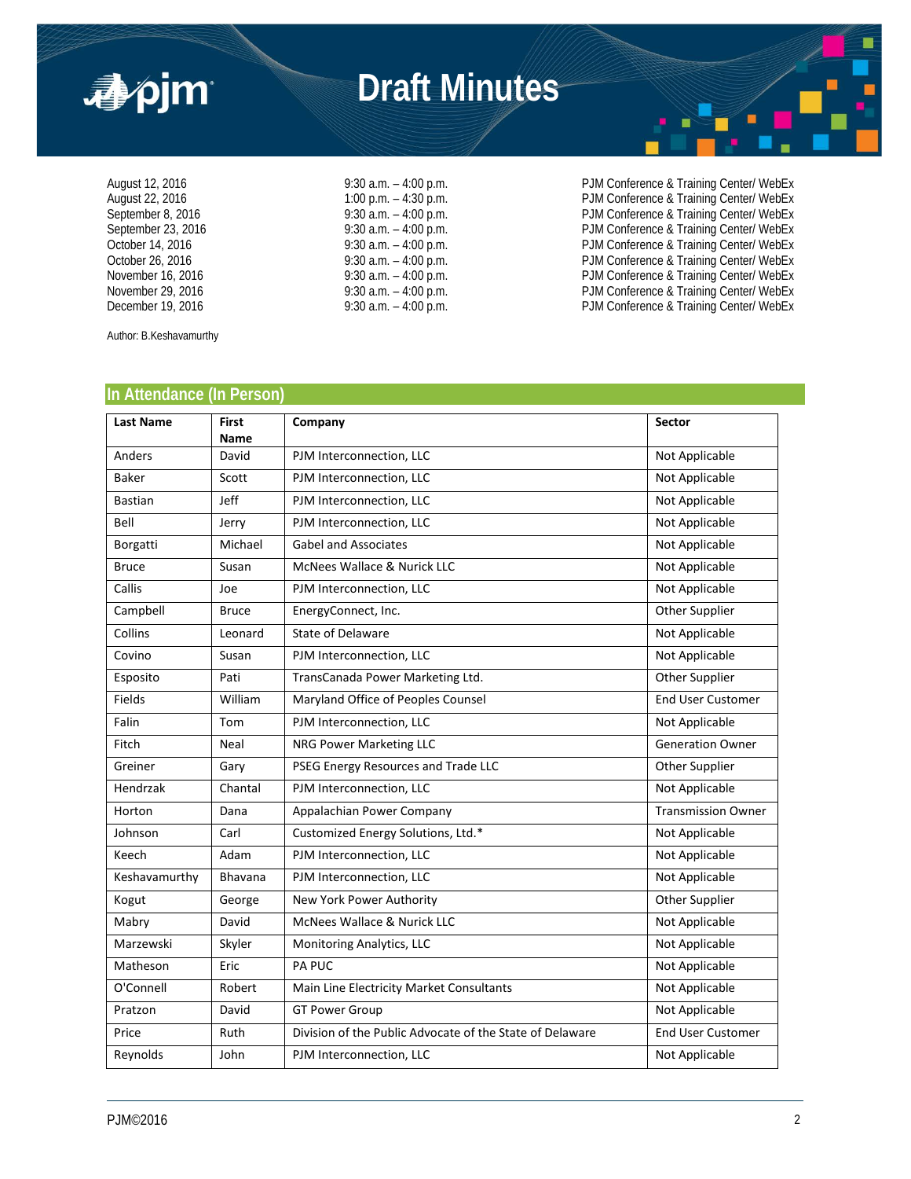# Draft Minutes

| | | |
|---|---|---|
| August 12, 2016 | 9:30 a.m. – 4:00 p.m. | PJM Conference & Training Center/ WebEx |
| August 22, 2016 | 1:00 p.m. – 4:30 p.m. | PJM Conference & Training Center/ WebEx |
| September 8, 2016 | 9:30 a.m. – 4:00 p.m. | PJM Conference & Training Center/ WebEx |
| September 23, 2016 | 9:30 a.m. – 4:00 p.m. | PJM Conference & Training Center/ WebEx |
| October 14, 2016 | 9:30 a.m. – 4:00 p.m. | PJM Conference & Training Center/ WebEx |
| October 26, 2016 | 9:30 a.m. – 4:00 p.m. | PJM Conference & Training Center/ WebEx |
| November 16, 2016 | 9:30 a.m. – 4:00 p.m. | PJM Conference & Training Center/ WebEx |
| November 29, 2016 | 9:30 a.m. – 4:00 p.m. | PJM Conference & Training Center/ WebEx |
| December 19, 2016 | 9:30 a.m. – 4:00 p.m. | PJM Conference & Training Center/ WebEx |

Author: B.Keshavamurthy

## In Attendance (In Person)

| Last Name | First Name | Company | Sector |
|---|---|---|---|
| Anders | David | PJM Interconnection, LLC | Not Applicable |
| Baker | Scott | PJM Interconnection, LLC | Not Applicable |
| Bastian | Jeff | PJM Interconnection, LLC | Not Applicable |
| Bell | Jerry | PJM Interconnection, LLC | Not Applicable |
| Borgatti | Michael | Gabel and Associates | Not Applicable |
| Bruce | Susan | McNees Wallace & Nurick LLC | Not Applicable |
| Callis | Joe | PJM Interconnection, LLC | Not Applicable |
| Campbell | Bruce | EnergyConnect, Inc. | Other Supplier |
| Collins | Leonard | State of Delaware | Not Applicable |
| Covino | Susan | PJM Interconnection, LLC | Not Applicable |
| Esposito | Pati | TransCanada Power Marketing Ltd. | Other Supplier |
| Fields | William | Maryland Office of Peoples Counsel | End User Customer |
| Falin | Tom | PJM Interconnection, LLC | Not Applicable |
| Fitch | Neal | NRG Power Marketing LLC | Generation Owner |
| Greiner | Gary | PSEG Energy Resources and Trade LLC | Other Supplier |
| Hendrzak | Chantal | PJM Interconnection, LLC | Not Applicable |
| Horton | Dana | Appalachian Power Company | Transmission Owner |
| Johnson | Carl | Customized Energy Solutions, Ltd.* | Not Applicable |
| Keech | Adam | PJM Interconnection, LLC | Not Applicable |
| Keshavamurthy | Bhavana | PJM Interconnection, LLC | Not Applicable |
| Kogut | George | New York Power Authority | Other Supplier |
| Mabry | David | McNees Wallace & Nurick LLC | Not Applicable |
| Marzewski | Skyler | Monitoring Analytics, LLC | Not Applicable |
| Matheson | Eric | PA PUC | Not Applicable |
| O'Connell | Robert | Main Line Electricity Market Consultants | Not Applicable |
| Pratzon | David | GT Power Group | Not Applicable |
| Price | Ruth | Division of the Public Advocate of the State of Delaware | End User Customer |
| Reynolds | John | PJM Interconnection, LLC | Not Applicable |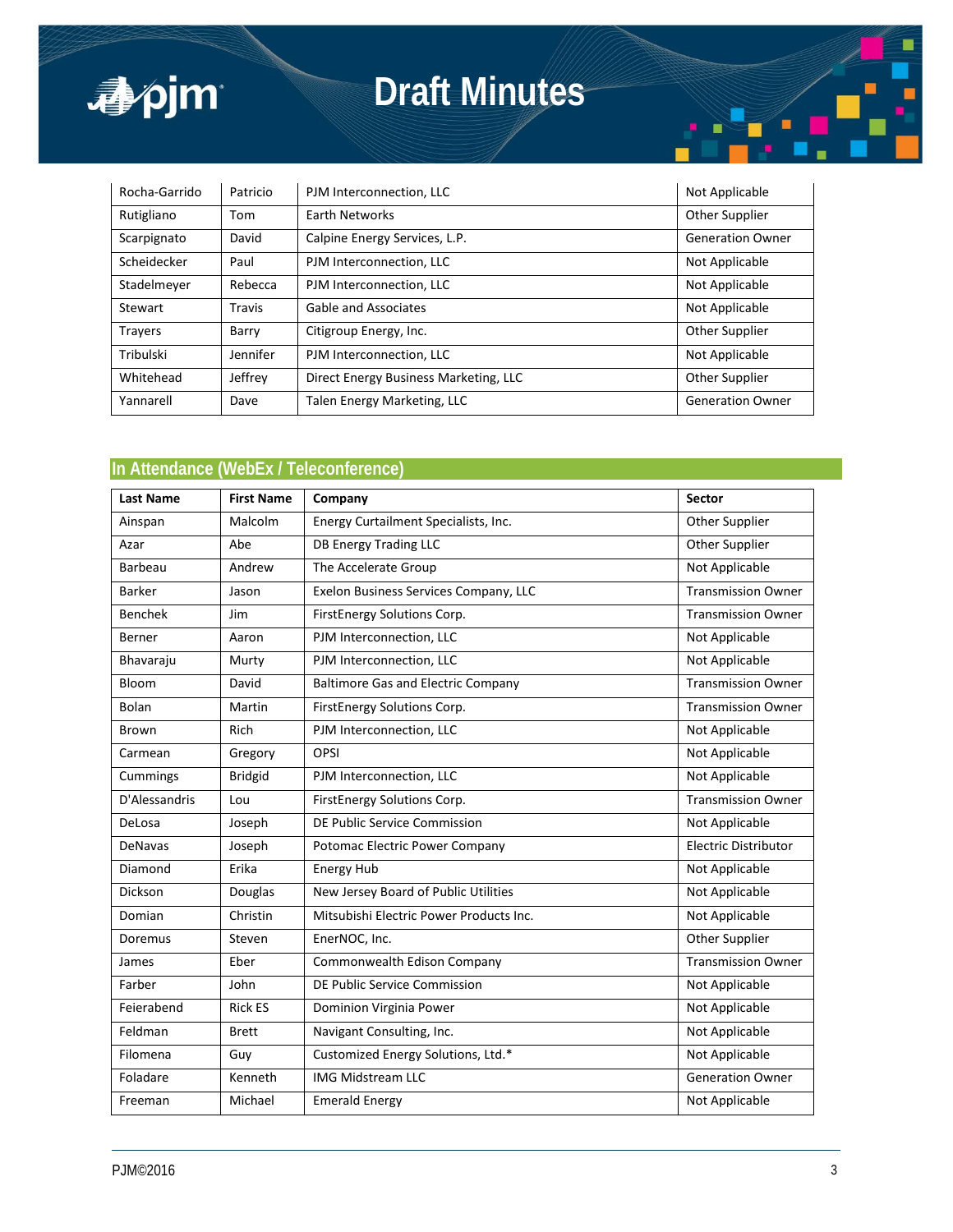| Rocha-Garrido | Patricio | PJM Interconnection, LLC | Not Applicable |
|---|---|---|---|
| Rutigliano | Tom | Earth Networks | Other Supplier |
| Scarpignato | David | Calpine Energy Services, L.P. | Generation Owner |
| Scheidecker | Paul | PJM Interconnection, LLC | Not Applicable |
| Stadelmeyer | Rebecca | PJM Interconnection, LLC | Not Applicable |
| Stewart | Travis | Gable and Associates | Not Applicable |
| Trayers | Barry | Citigroup Energy, Inc. | Other Supplier |
| Tribulski | Jennifer | PJM Interconnection, LLC | Not Applicable |
| Whitehead | Jeffrey | Direct Energy Business Marketing, LLC | Other Supplier |
| Yannarell | Dave | Talen Energy Marketing, LLC | Generation Owner |

## In Attendance (WebEx / Teleconference)

| Last Name | First Name | Company | Sector |
|---|---|---|---|
| Ainspan | Malcolm | Energy Curtailment Specialists, Inc. | Other Supplier |
| Azar | Abe | DB Energy Trading LLC | Other Supplier |
| Barbeau | Andrew | The Accelerate Group | Not Applicable |
| Barker | Jason | Exelon Business Services Company, LLC | Transmission Owner |
| Benchek | Jim | FirstEnergy Solutions Corp. | Transmission Owner |
| Berner | Aaron | PJM Interconnection, LLC | Not Applicable |
| Bhavaraju | Murty | PJM Interconnection, LLC | Not Applicable |
| Bloom | David | Baltimore Gas and Electric Company | Transmission Owner |
| Bolan | Martin | FirstEnergy Solutions Corp. | Transmission Owner |
| Brown | Rich | PJM Interconnection, LLC | Not Applicable |
| Carmean | Gregory | OPSI | Not Applicable |
| Cummings | Bridgid | PJM Interconnection, LLC | Not Applicable |
| D'Alessandris | Lou | FirstEnergy Solutions Corp. | Transmission Owner |
| DeLosa | Joseph | DE Public Service Commission | Not Applicable |
| DeNavas | Joseph | Potomac Electric Power Company | Electric Distributor |
| Diamond | Erika | Energy Hub | Not Applicable |
| Dickson | Douglas | New Jersey Board of Public Utilities | Not Applicable |
| Domian | Christin | Mitsubishi Electric Power Products Inc. | Not Applicable |
| Doremus | Steven | EnerNOC, Inc. | Other Supplier |
| James | Eber | Commonwealth Edison Company | Transmission Owner |
| Farber | John | DE Public Service Commission | Not Applicable |
| Feierabend | Rick ES | Dominion Virginia Power | Not Applicable |
| Feldman | Brett | Navigant Consulting, Inc. | Not Applicable |
| Filomena | Guy | Customized Energy Solutions, Ltd.* | Not Applicable |
| Foladare | Kenneth | IMG Midstream LLC | Generation Owner |
| Freeman | Michael | Emerald Energy | Not Applicable |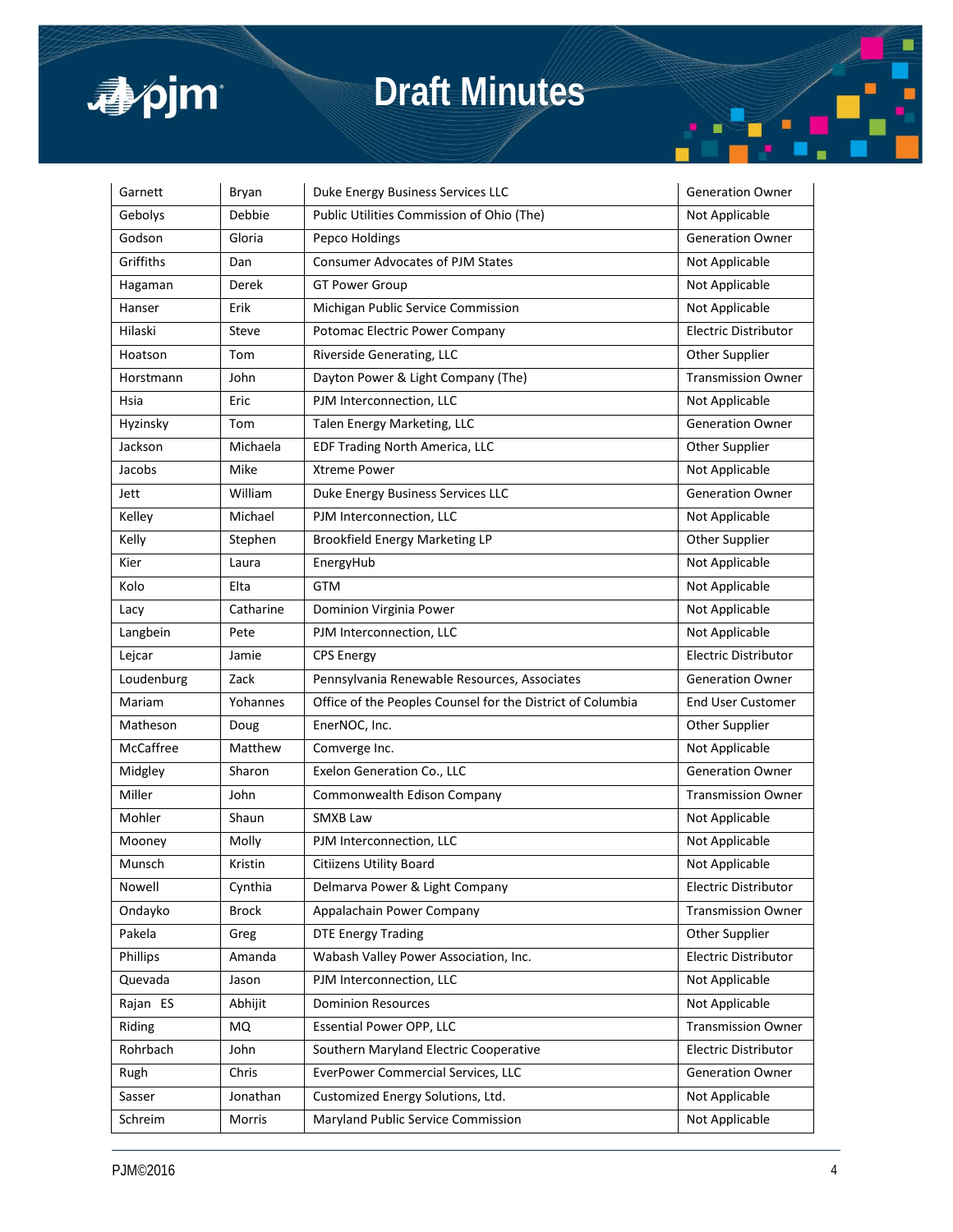| Garnett | Bryan | Duke Energy Business Services LLC | Generation Owner |
|---|---|---|---|
| Gebolys | Debbie | Public Utilities Commission of Ohio (The) | Not Applicable |
| Godson | Gloria | Pepco Holdings | Generation Owner |
| Griffiths | Dan | Consumer Advocates of PJM States | Not Applicable |
| Hagaman | Derek | GT Power Group | Not Applicable |
| Hanser | Erik | Michigan Public Service Commission | Not Applicable |
| Hilaski | Steve | Potomac Electric Power Company | Electric Distributor |
| Hoatson | Tom | Riverside Generating, LLC | Other Supplier |
| Horstmann | John | Dayton Power & Light Company (The) | Transmission Owner |
| Hsia | Eric | PJM Interconnection, LLC | Not Applicable |
| Hyzinsky | Tom | Talen Energy Marketing, LLC | Generation Owner |
| Jackson | Michaela | EDF Trading North America, LLC | Other Supplier |
| Jacobs | Mike | Xtreme Power | Not Applicable |
| Jett | William | Duke Energy Business Services LLC | Generation Owner |
| Kelley | Michael | PJM Interconnection, LLC | Not Applicable |
| Kelly | Stephen | Brookfield Energy Marketing LP | Other Supplier |
| Kier | Laura | EnergyHub | Not Applicable |
| Kolo | Elta | GTM | Not Applicable |
| Lacy | Catharine | Dominion Virginia Power | Not Applicable |
| Langbein | Pete | PJM Interconnection, LLC | Not Applicable |
| Lejcar | Jamie | CPS Energy | Electric Distributor |
| Loudenburg | Zack | Pennsylvania Renewable Resources, Associates | Generation Owner |
| Mariam | Yohannes | Office of the Peoples Counsel for the District of Columbia | End User Customer |
| Matheson | Doug | EnerNOC, Inc. | Other Supplier |
| McCaffree | Matthew | Comverge Inc. | Not Applicable |
| Midgley | Sharon | Exelon Generation Co., LLC | Generation Owner |
| Miller | John | Commonwealth Edison Company | Transmission Owner |
| Mohler | Shaun | SMXB Law | Not Applicable |
| Mooney | Molly | PJM Interconnection, LLC | Not Applicable |
| Munsch | Kristin | Citiizens Utility Board | Not Applicable |
| Nowell | Cynthia | Delmarva Power & Light Company | Electric Distributor |
| Ondayko | Brock | Appalachain Power Company | Transmission Owner |
| Pakela | Greg | DTE Energy Trading | Other Supplier |
| Phillips | Amanda | Wabash Valley Power Association, Inc. | Electric Distributor |
| Quevada | Jason | PJM Interconnection, LLC | Not Applicable |
| Rajan ES | Abhijit | Dominion Resources | Not Applicable |
| Riding | MQ | Essential Power OPP, LLC | Transmission Owner |
| Rohrbach | John | Southern Maryland Electric Cooperative | Electric Distributor |
| Rugh | Chris | EverPower Commercial Services, LLC | Generation Owner |
| Sasser | Jonathan | Customized Energy Solutions, Ltd. | Not Applicable |
| Schreim | Morris | Maryland Public Service Commission | Not Applicable |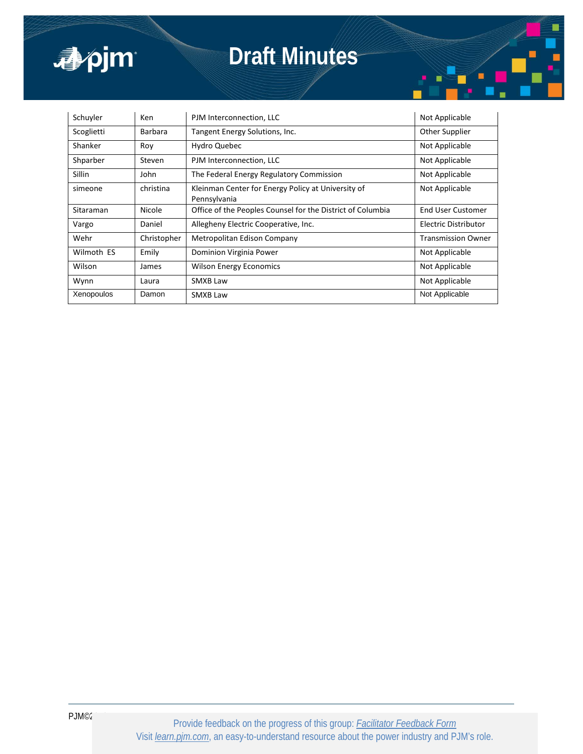| | | | |
|---|---|---|---|
| Schuyler | Ken | PJM Interconnection, LLC | Not Applicable |
| Scoglietti | Barbara | Tangent Energy Solutions, Inc. | Other Supplier |
| Shanker | Roy | Hydro Quebec | Not Applicable |
| Shparber | Steven | PJM Interconnection, LLC | Not Applicable |
| Sillin | John | The Federal Energy Regulatory Commission | Not Applicable |
| simeone | christina | Kleinman Center for Energy Policy at University of Pennsylvania | Not Applicable |
| Sitaraman | Nicole | Office of the Peoples Counsel for the District of Columbia | End User Customer |
| Vargo | Daniel | Allegheny Electric Cooperative, Inc. | Electric Distributor |
| Wehr | Christopher | Metropolitan Edison Company | Transmission Owner |
| Wilmoth ES | Emily | Dominion Virginia Power | Not Applicable |
| Wilson | James | Wilson Energy Economics | Not Applicable |
| Wynn | Laura | SMXB Law | Not Applicable |
| Xenopoulos | Damon | SMXB Law | Not Applicable |

Provide feedback on the progress of this group: *Facilitator Feedback Form*
Visit *learn.pjm.com*, an easy-to-understand resource about the power industry and PJM's role.